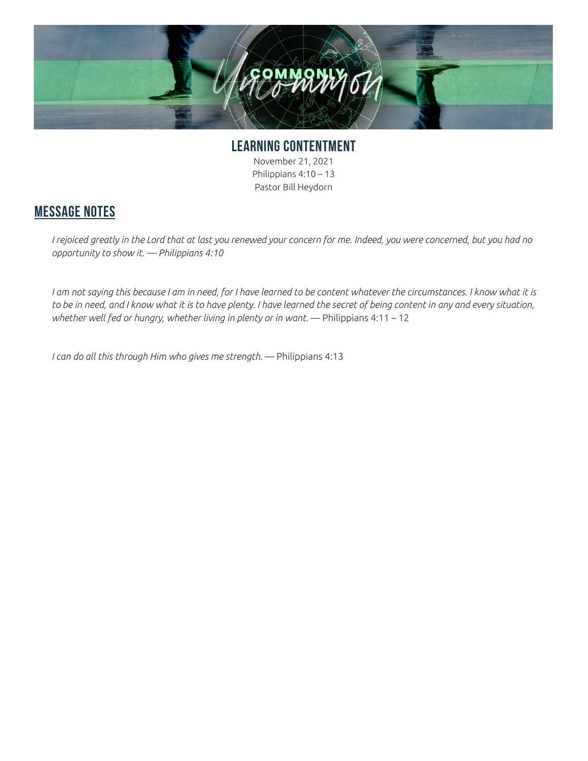# LEARNING CONTENTMENT

November 21, 2021
Philippians 4:10 – 13
Pastor Bill Heydorn

## MESSAGE NOTES

*I rejoiced greatly in the Lord that at last you renewed your concern for me. Indeed, you were concerned, but you had no opportunity to show it. — Philippians 4:10*

*I am not saying this because I am in need, for I have learned to be content whatever the circumstances. I know what it is to be in need, and I know what it is to have plenty. I have learned the secret of being content in any and every situation, whether well fed or hungry, whether living in plenty or in want.* — Philippians 4:11 – 12

*I can do all this through Him who gives me strength.* — Philippians 4:13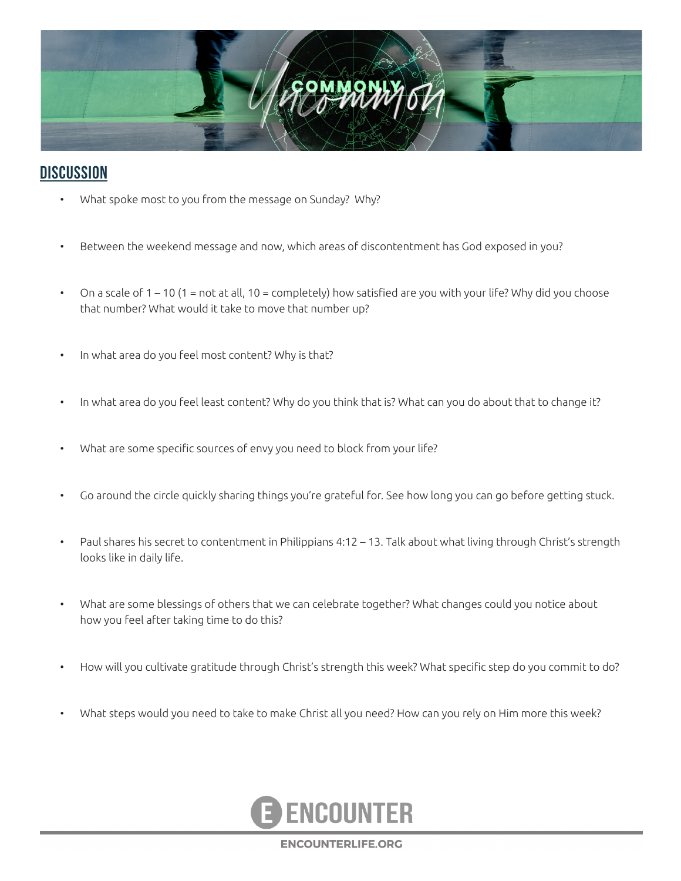## DISCUSSION

- What spoke most to you from the message on Sunday? Why?
- Between the weekend message and now, which areas of discontentment has God exposed in you?
- On a scale of 1 – 10 (1 = not at all, 10 = completely) how satisfied are you with your life? Why did you choose that number? What would it take to move that number up?
- In what area do you feel most content? Why is that?
- In what area do you feel least content? Why do you think that is? What can you do about that to change it?
- What are some specific sources of envy you need to block from your life?
- Go around the circle quickly sharing things you're grateful for. See how long you can go before getting stuck.
- Paul shares his secret to contentment in Philippians 4:12 – 13. Talk about what living through Christ's strength looks like in daily life.
- What are some blessings of others that we can celebrate together? What changes could you notice about how you feel after taking time to do this?
- How will you cultivate gratitude through Christ's strength this week? What specific step do you commit to do?
- What steps would you need to take to make Christ all you need? How can you rely on Him more this week?